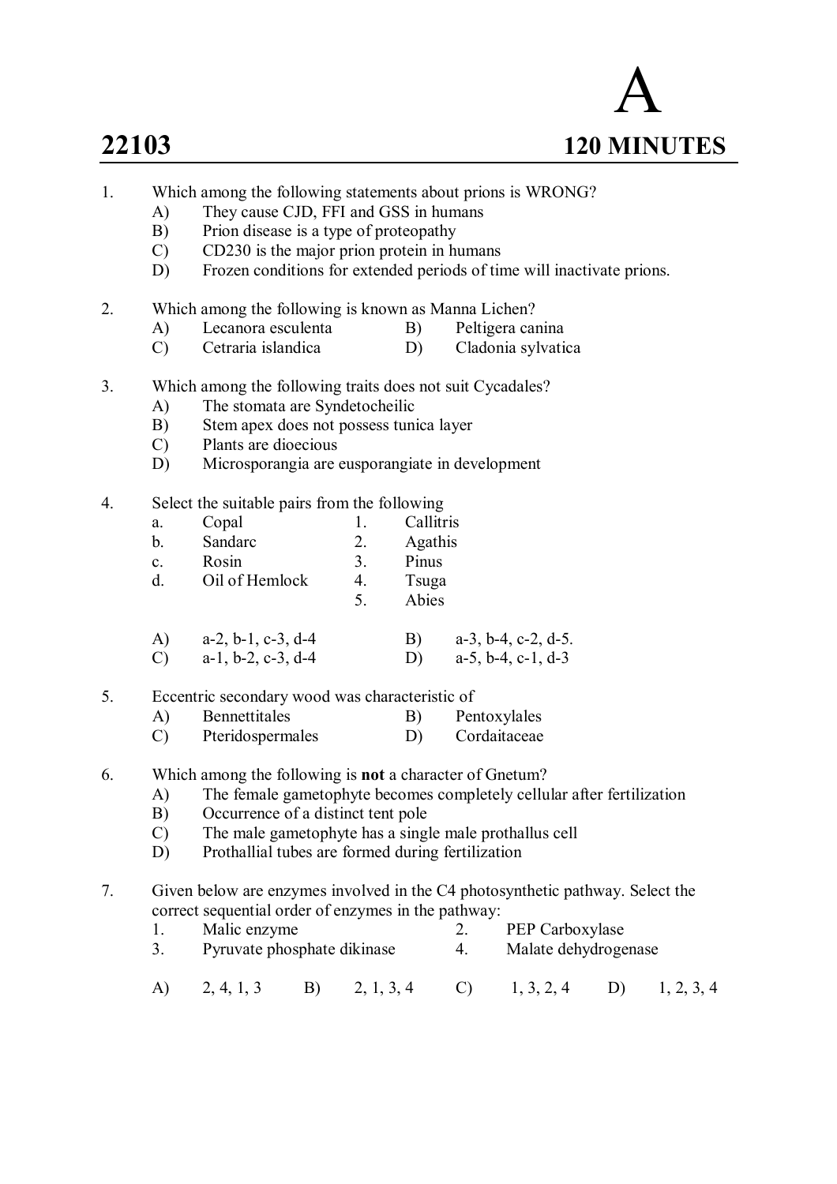# A

**22103** **120 MINUTES**

1. Which among the following statements about prions is WRONG?
   - A) They cause CJD, FFI and GSS in humans
   - B) Prion disease is a type of proteopathy
   - C) CD230 is the major prion protein in humans
   - D) Frozen conditions for extended periods of time will inactivate prions.

2. Which among the following is known as Manna Lichen?
   - A) Lecanora esculenta
   - B) Peltigera canina
   - C) Cetraria islandica
   - D) Cladonia sylvatica

3. Which among the following traits does not suit Cycadales?
   - A) The stomata are Syndetocheilic
   - B) Stem apex does not possess tunica layer
   - C) Plants are dioecious
   - D) Microsporangia are eusporangiate in development

4. Select the suitable pairs from the following

| | | | |
|---|---|---|---|
| a. | Copal | 1. | Callitris |
| b. | Sandarc | 2. | Agathis |
| c. | Rosin | 3. | Pinus |
| d. | Oil of Hemlock | 4. | Tsuga |
| | | 5. | Abies |

   - A) a-2, b-1, c-3, d-4
   - B) a-3, b-4, c-2, d-5.
   - C) a-1, b-2, c-3, d-4
   - D) a-5, b-4, c-1, d-3

5. Eccentric secondary wood was characteristic of
   - A) Bennettitales
   - B) Pentoxylales
   - C) Pteridospermales
   - D) Cordaitaceae

6. Which among the following is **not** a character of Gnetum?
   - A) The female gametophyte becomes completely cellular after fertilization
   - B) Occurrence of a distinct tent pole
   - C) The male gametophyte has a single male prothallus cell
   - D) Prothallial tubes are formed during fertilization

7. Given below are enzymes involved in the C4 photosynthetic pathway. Select the correct sequential order of enzymes in the pathway:
   1. Malic enzyme
   2. PEP Carboxylase
   3. Pyruvate phosphate dikinase
   4. Malate dehydrogenase

   - A) 2, 4, 1, 3
   - B) 2, 1, 3, 4
   - C) 1, 3, 2, 4
   - D) 1, 2, 3, 4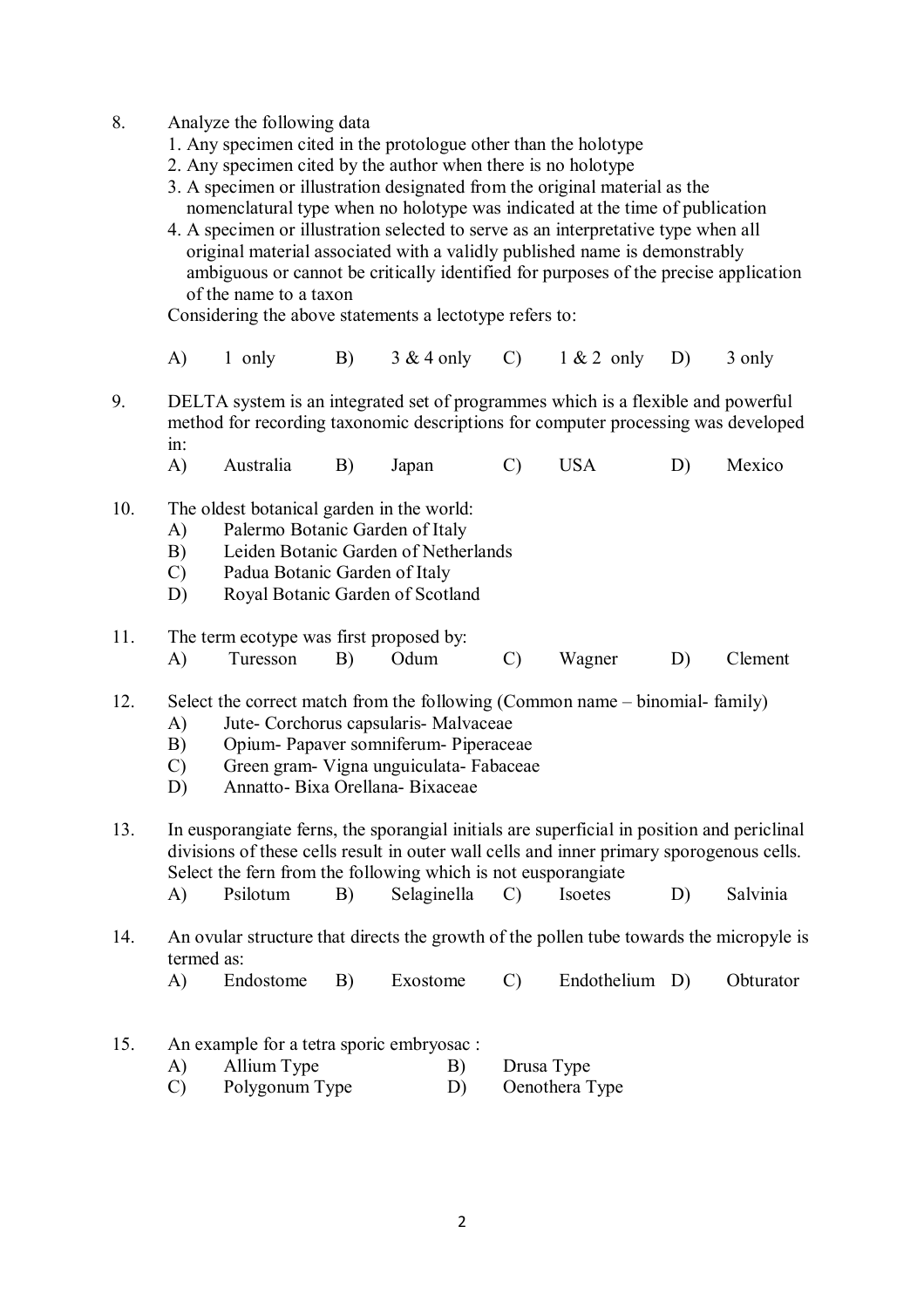8. Analyze the following data
   1. Any specimen cited in the protologue other than the holotype
   2. Any specimen cited by the author when there is no holotype
   3. A specimen or illustration designated from the original material as the nomenclatural type when no holotype was indicated at the time of publication
   4. A specimen or illustration selected to serve as an interpretative type when all original material associated with a validly published name is demonstrably ambiguous or cannot be critically identified for purposes of the precise application of the name to a taxon

   Considering the above statements a lectotype refers to:

   A) 1 only B) 3 & 4 only C) 1 & 2 only D) 3 only

9. DELTA system is an integrated set of programmes which is a flexible and powerful method for recording taxonomic descriptions for computer processing was developed in:

   A) Australia B) Japan C) USA D) Mexico

10. The oldest botanical garden in the world:

    A) Palermo Botanic Garden of Italy
    B) Leiden Botanic Garden of Netherlands
    C) Padua Botanic Garden of Italy
    D) Royal Botanic Garden of Scotland

11. The term ecotype was first proposed by:

    A) Turesson B) Odum C) Wagner D) Clement

12. Select the correct match from the following (Common name – binomial- family)

    A) Jute- Corchorus capsularis- Malvaceae
    B) Opium- Papaver somniferum- Piperaceae
    C) Green gram- Vigna unguiculata- Fabaceae
    D) Annatto- Bixa Orellana- Bixaceae

13. In eusporangiate ferns, the sporangial initials are superficial in position and periclinal divisions of these cells result in outer wall cells and inner primary sporogenous cells. Select the fern from the following which is not eusporangiate

    A) Psilotum B) Selaginella C) Isoetes D) Salvinia

14. An ovular structure that directs the growth of the pollen tube towards the micropyle is termed as:

    A) Endostome B) Exostome C) Endothelium D) Obturator

15. An example for a tetra sporic embryosac :

    A) Allium Type B) Drusa Type
    C) Polygonum Type D) Oenothera Type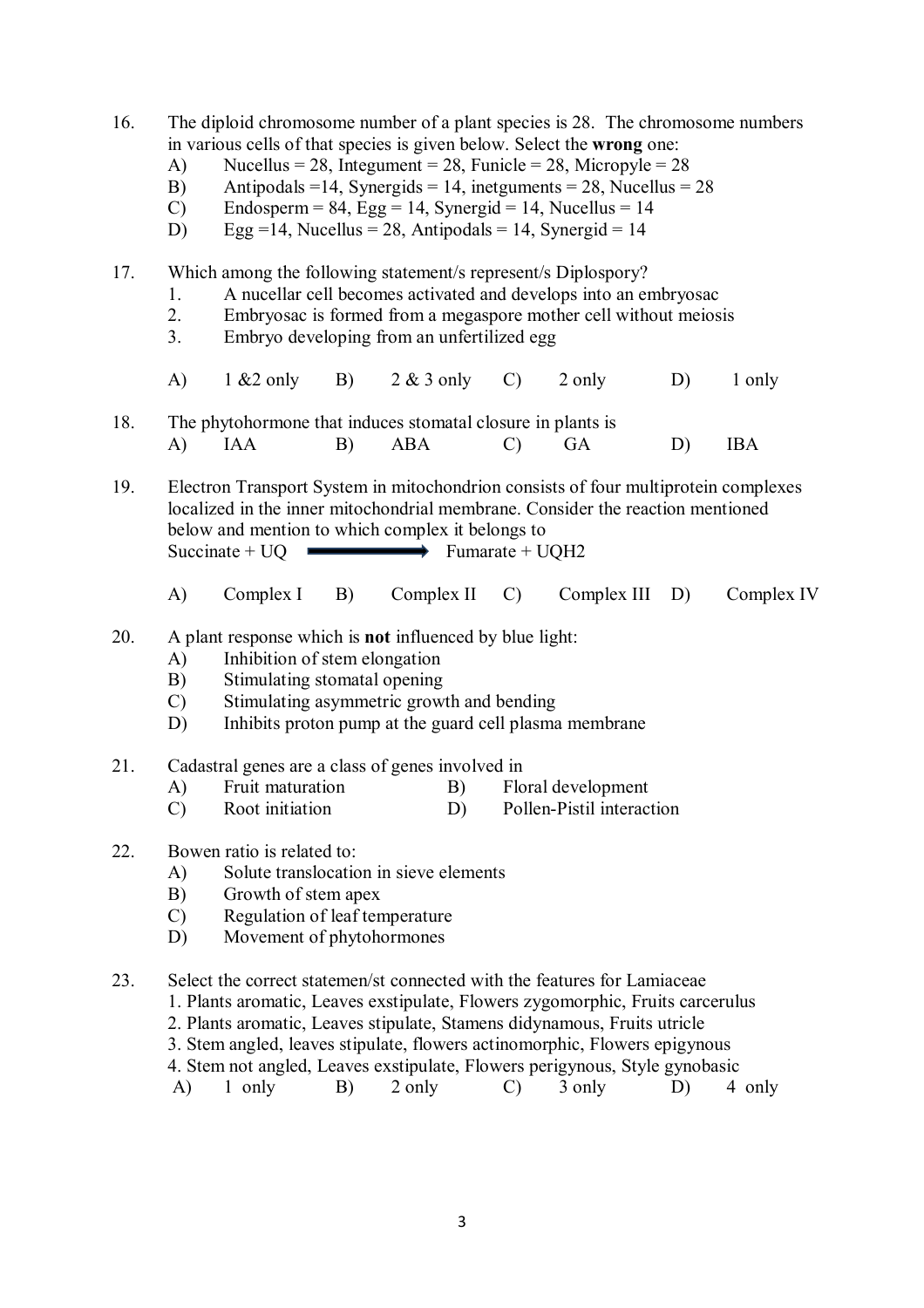16. The diploid chromosome number of a plant species is 28. The chromosome numbers in various cells of that species is given below. Select the **wrong** one:
    A) Nucellus = 28, Integument = 28, Funicle = 28, Micropyle = 28
    B) Antipodals =14, Synergids = 14, inetguments = 28, Nucellus = 28
    C) Endosperm = 84, Egg = 14, Synergid = 14, Nucellus = 14
    D) Egg =14, Nucellus = 28, Antipodals = 14, Synergid = 14

17. Which among the following statement/s represent/s Diplospory?
    1. A nucellar cell becomes activated and develops into an embryosac
    2. Embryosac is formed from a megaspore mother cell without meiosis
    3. Embryo developing from an unfertilized egg

    A) 1 &2 only B) 2 & 3 only C) 2 only D) 1 only

18. The phytohormone that induces stomatal closure in plants is
    A) IAA B) ABA C) GA D) IBA

19. Electron Transport System in mitochondrion consists of four multiprotein complexes localized in the inner mitochondrial membrane. Consider the reaction mentioned below and mention to which complex it belongs to

    Succinate + UQ $\longrightarrow$ Fumarate + $UQH_2$

    A) Complex I B) Complex II C) Complex III D) Complex IV

20. A plant response which is **not** influenced by blue light:
    A) Inhibition of stem elongation
    B) Stimulating stomatal opening
    C) Stimulating asymmetric growth and bending
    D) Inhibits proton pump at the guard cell plasma membrane

21. Cadastral genes are a class of genes involved in
    A) Fruit maturation B) Floral development
    C) Root initiation D) Pollen-Pistil interaction

22. Bowen ratio is related to:
    A) Solute translocation in sieve elements
    B) Growth of stem apex
    C) Regulation of leaf temperature
    D) Movement of phytohormones

23. Select the correct statemen/st connected with the features for Lamiaceae
    1. Plants aromatic, Leaves exstipulate, Flowers zygomorphic, Fruits carcerulus
    2. Plants aromatic, Leaves stipulate, Stamens didynamous, Fruits utricle
    3. Stem angled, leaves stipulate, flowers actinomorphic, Flowers epigynous
    4. Stem not angled, Leaves exstipulate, Flowers perigynous, Style gynobasic

    A) 1 only B) 2 only C) 3 only D) 4 only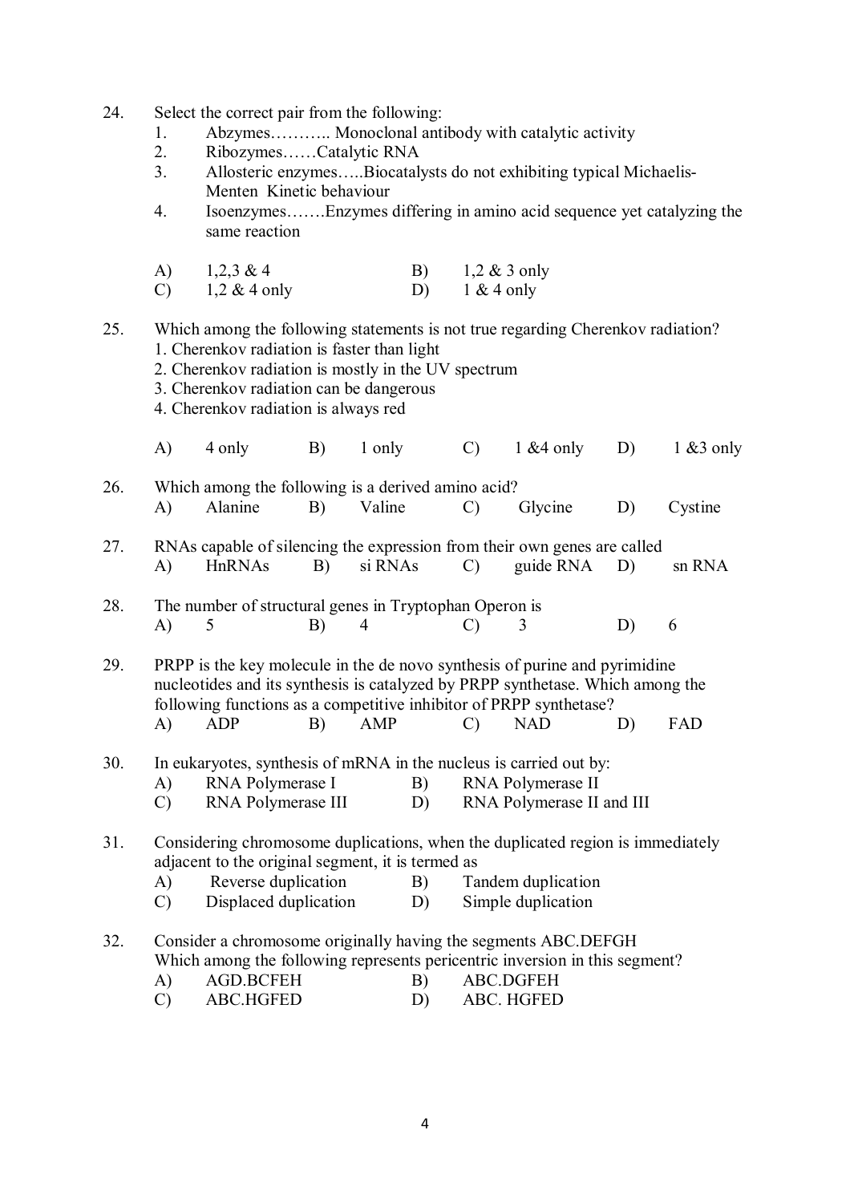24. Select the correct pair from the following:
    1. Abzymes……….. Monoclonal antibody with catalytic activity
    2. Ribozymes……Catalytic RNA
    3. Allosteric enzymes…..Biocatalysts do not exhibiting typical Michaelis-Menten Kinetic behaviour
    4. Isoenzymes…….Enzymes differing in amino acid sequence yet catalyzing the same reaction

    A) 1,2,3 & 4  B) 1,2 & 3 only
    C) 1,2 & 4 only  D) 1 & 4 only

25. Which among the following statements is not true regarding Cherenkov radiation?
    1. Cherenkov radiation is faster than light
    2. Cherenkov radiation is mostly in the UV spectrum
    3. Cherenkov radiation can be dangerous
    4. Cherenkov radiation is always red

    A) 4 only  B) 1 only  C) 1 &4 only  D) 1 &3 only

26. Which among the following is a derived amino acid?
    A) Alanine  B) Valine  C) Glycine  D) Cystine

27. RNAs capable of silencing the expression from their own genes are called
    A) HnRNAs  B) si RNAs  C) guide RNA  D) sn RNA

28. The number of structural genes in Tryptophan Operon is
    A) 5  B) 4  C) 3  D) 6

29. PRPP is the key molecule in the de novo synthesis of purine and pyrimidine nucleotides and its synthesis is catalyzed by PRPP synthetase. Which among the following functions as a competitive inhibitor of PRPP synthetase?
    A) ADP  B) AMP  C) NAD  D) FAD

30. In eukaryotes, synthesis of mRNA in the nucleus is carried out by:
    A) RNA Polymerase I  B) RNA Polymerase II
    C) RNA Polymerase III  D) RNA Polymerase II and III

31. Considering chromosome duplications, when the duplicated region is immediately adjacent to the original segment, it is termed as
    A) Reverse duplication  B) Tandem duplication
    C) Displaced duplication  D) Simple duplication

32. Consider a chromosome originally having the segments ABC.DEFGH
    Which among the following represents pericentric inversion in this segment?
    A) AGD.BCFEH  B) ABC.DGFEH
    C) ABC.HGFED  D) ABC. HGFED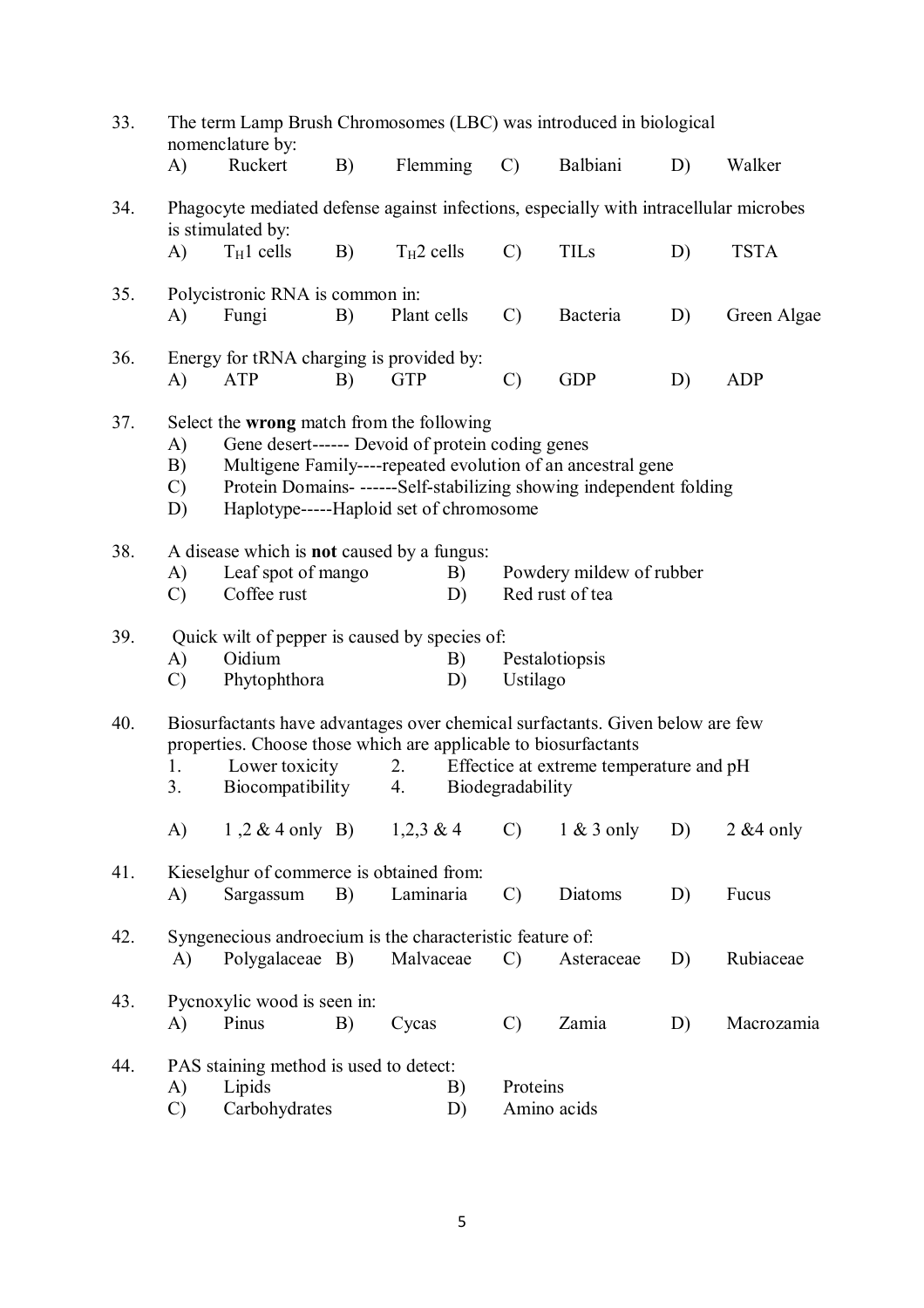33. The term Lamp Brush Chromosomes (LBC) was introduced in biological nomenclature by:
    A) Ruckert B) Flemming C) Balbiani D) Walker

34. Phagocyte mediated defense against infections, especially with intracellular microbes is stimulated by:
    A) $T_H1$ cells B) $T_H2$ cells C) TILs D) TSTA

35. Polycistronic RNA is common in:
    A) Fungi B) Plant cells C) Bacteria D) Green Algae

36. Energy for tRNA charging is provided by:
    A) ATP B) GTP C) GDP D) ADP

37. Select the **wrong** match from the following
    A) Gene desert------ Devoid of protein coding genes
    B) Multigene Family----repeated evolution of an ancestral gene
    C) Protein Domains- ------Self-stabilizing showing independent folding
    D) Haplotype-----Haploid set of chromosome

38. A disease which is **not** caused by a fungus:
    A) Leaf spot of mango B) Powdery mildew of rubber
    C) Coffee rust D) Red rust of tea

39. Quick wilt of pepper is caused by species of:
    A) Oidium B) Pestalotiopsis
    C) Phytophthora D) Ustilago

40. Biosurfactants have advantages over chemical surfactants. Given below are few properties. Choose those which are applicable to biosurfactants
    1. Lower toxicity 2. Effectice at extreme temperature and pH
    3. Biocompatibility 4. Biodegradability

    A) 1 ,2 & 4 only B) 1,2,3 & 4 C) 1 & 3 only D) 2 &4 only

41. Kieselghur of commerce is obtained from:
    A) Sargassum B) Laminaria C) Diatoms D) Fucus

42. Syngenecious androecium is the characteristic feature of:
    A) Polygalaceae B) Malvaceae C) Asteraceae D) Rubiaceae

43. Pycnoxylic wood is seen in:
    A) Pinus B) Cycas C) Zamia D) Macrozamia

44. PAS staining method is used to detect:
    A) Lipids B) Proteins
    C) Carbohydrates D) Amino acids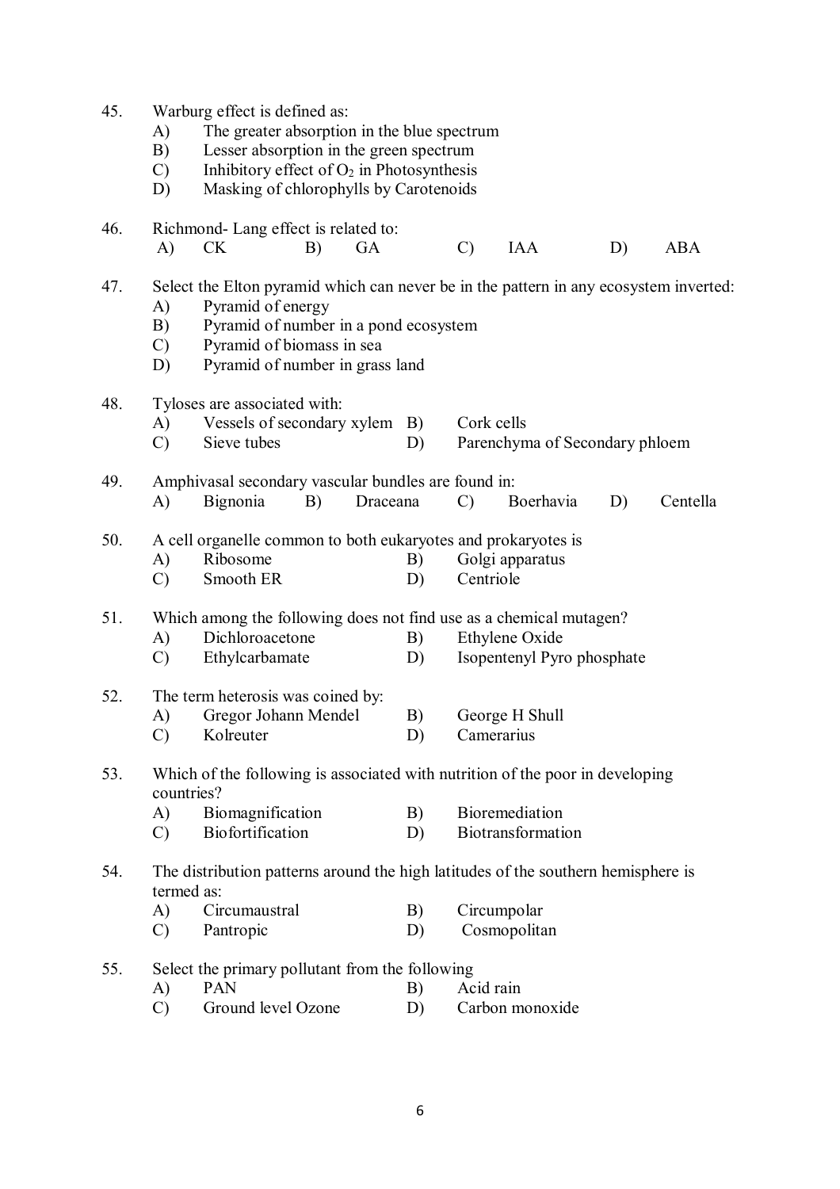45. Warburg effect is defined as:
   A) The greater absorption in the blue spectrum
   B) Lesser absorption in the green spectrum
   C) Inhibitory effect of $O_2$ in Photosynthesis
   D) Masking of chlorophylls by Carotenoids

46. Richmond- Lang effect is related to:
   A) CK B) GA C) IAA D) ABA

47. Select the Elton pyramid which can never be in the pattern in any ecosystem inverted:
   A) Pyramid of energy
   B) Pyramid of number in a pond ecosystem
   C) Pyramid of biomass in sea
   D) Pyramid of number in grass land

48. Tyloses are associated with:
   A) Vessels of secondary xylem B) Cork cells
   C) Sieve tubes D) Parenchyma of Secondary phloem

49. Amphivasal secondary vascular bundles are found in:
   A) Bignonia B) Draceana C) Boerhavia D) Centella

50. A cell organelle common to both eukaryotes and prokaryotes is
   A) Ribosome B) Golgi apparatus
   C) Smooth ER D) Centriole

51. Which among the following does not find use as a chemical mutagen?
   A) Dichloroacetone B) Ethylene Oxide
   C) Ethylcarbamate D) Isopentenyl Pyro phosphate

52. The term heterosis was coined by:
   A) Gregor Johann Mendel B) George H Shull
   C) Kolreuter D) Camerarius

53. Which of the following is associated with nutrition of the poor in developing countries?
   A) Biomagnification B) Bioremediation
   C) Biofortification D) Biotransformation

54. The distribution patterns around the high latitudes of the southern hemisphere is termed as:
   A) Circumaustral B) Circumpolar
   C) Pantropic D) Cosmopolitan

55. Select the primary pollutant from the following
   A) PAN B) Acid rain
   C) Ground level Ozone D) Carbon monoxide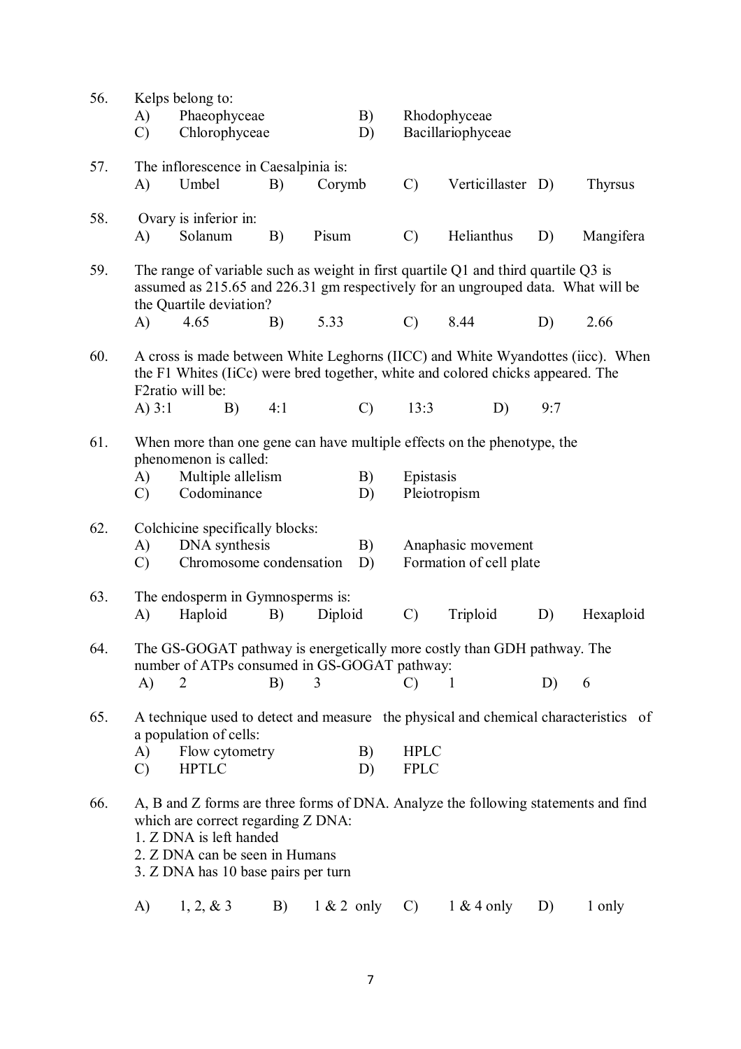56. Kelps belong to:
    A) Phaeophyceae B) Rhodophyceae
    C) Chlorophyceae D) Bacillariophyceae

57. The inflorescence in Caesalpinia is:
    A) Umbel B) Corymb C) Verticillaster D) Thyrsus

58. Ovary is inferior in:
    A) Solanum B) Pisum C) Helianthus D) Mangifera

59. The range of variable such as weight in first quartile Q1 and third quartile Q3 is assumed as 215.65 and 226.31 gm respectively for an ungrouped data. What will be the Quartile deviation?
    A) 4.65 B) 5.33 C) 8.44 D) 2.66

60. A cross is made between White Leghorns (IICC) and White Wyandottes (iicc). When the F1 Whites (IiCc) were bred together, white and colored chicks appeared. The F2ratio will be:
    A) 3:1 B) 4:1 C) 13:3 D) 9:7

61. When more than one gene can have multiple effects on the phenotype, the phenomenon is called:
    A) Multiple allelism B) Epistasis
    C) Codominance D) Pleiotropism

62. Colchicine specifically blocks:
    A) DNA synthesis B) Anaphasic movement
    C) Chromosome condensation D) Formation of cell plate

63. The endosperm in Gymnosperms is:
    A) Haploid B) Diploid C) Triploid D) Hexaploid

64. The GS-GOGAT pathway is energetically more costly than GDH pathway. The number of ATPs consumed in GS-GOGAT pathway:
    A) 2 B) 3 C) 1 D) 6

65. A technique used to detect and measure the physical and chemical characteristics of a population of cells:
    A) Flow cytometry B) HPLC
    C) HPTLC D) FPLC

66. A, B and Z forms are three forms of DNA. Analyze the following statements and find which are correct regarding Z DNA:
    1. Z DNA is left handed
    2. Z DNA can be seen in Humans
    3. Z DNA has 10 base pairs per turn

    A) 1, 2, & 3 B) 1 & 2 only C) 1 & 4 only D) 1 only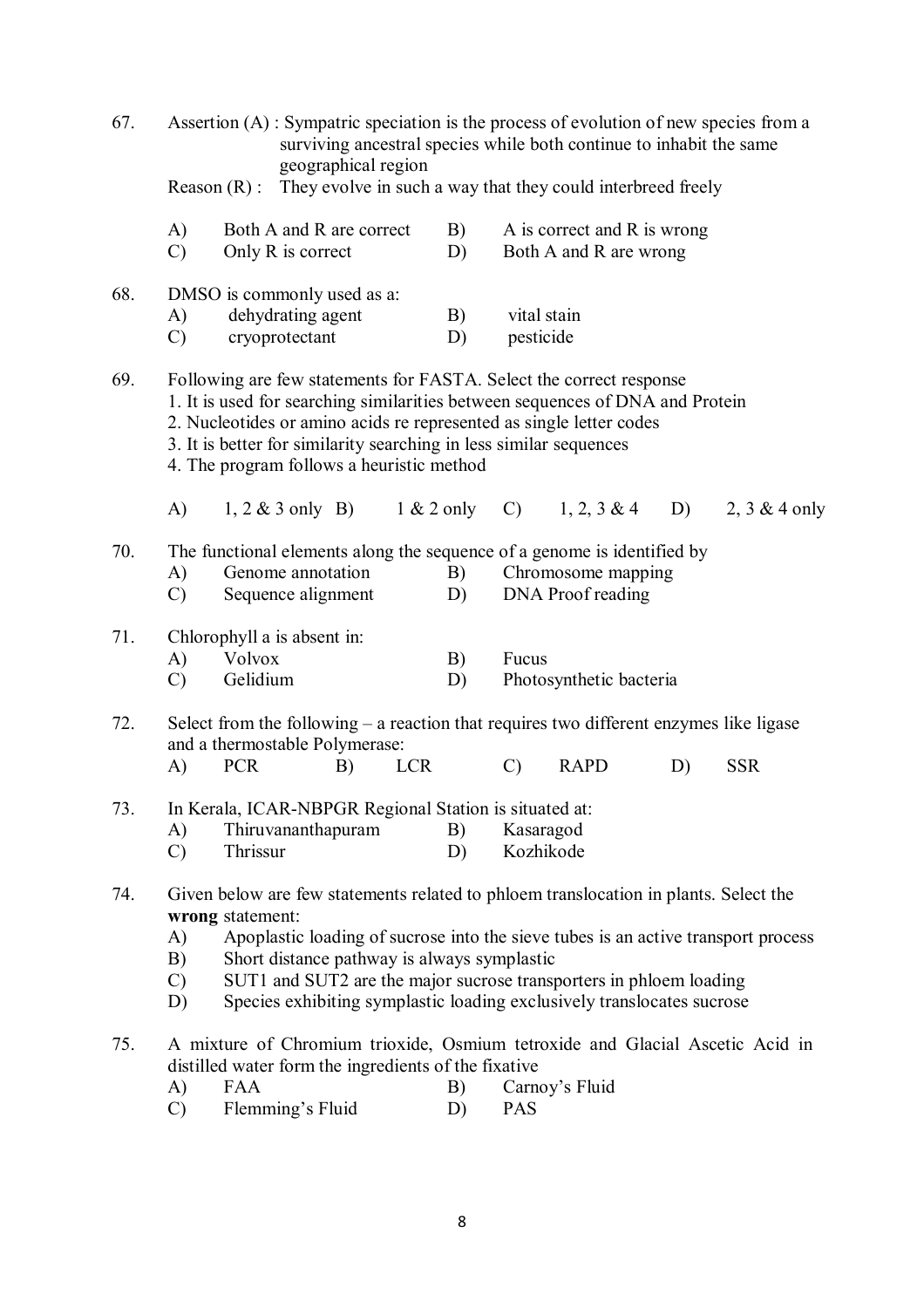67. Assertion (A) : Sympatric speciation is the process of evolution of new species from a surviving ancestral species while both continue to inhabit the same geographical region

Reason (R) : They evolve in such a way that they could interbreed freely

A) Both A and R are correct  B) A is correct and R is wrong
C) Only R is correct  D) Both A and R are wrong

68. DMSO is commonly used as a:

A) dehydrating agent  B) vital stain
C) cryoprotectant  D) pesticide

69. Following are few statements for FASTA. Select the correct response

1. It is used for searching similarities between sequences of DNA and Protein
2. Nucleotides or amino acids re represented as single letter codes
3. It is better for similarity searching in less similar sequences
4. The program follows a heuristic method

A) 1, 2 & 3 only  B) 1 & 2 only  C) 1, 2, 3 & 4  D) 2, 3 & 4 only

70. The functional elements along the sequence of a genome is identified by

A) Genome annotation  B) Chromosome mapping
C) Sequence alignment  D) DNA Proof reading

71. Chlorophyll a is absent in:

A) Volvox  B) Fucus
C) Gelidium  D) Photosynthetic bacteria

72. Select from the following – a reaction that requires two different enzymes like ligase and a thermostable Polymerase:

A) PCR  B) LCR  C) RAPD  D) SSR

73. In Kerala, ICAR-NBPGR Regional Station is situated at:

A) Thiruvananthapuram  B) Kasaragod
C) Thrissur  D) Kozhikode

74. Given below are few statements related to phloem translocation in plants. Select the **wrong** statement:

A) Apoplastic loading of sucrose into the sieve tubes is an active transport process
B) Short distance pathway is always symplastic
C) SUT1 and SUT2 are the major sucrose transporters in phloem loading
D) Species exhibiting symplastic loading exclusively translocates sucrose

75. A mixture of Chromium trioxide, Osmium tetroxide and Glacial Ascetic Acid in distilled water form the ingredients of the fixative

A) FAA  B) Carnoy's Fluid
C) Flemming's Fluid  D) PAS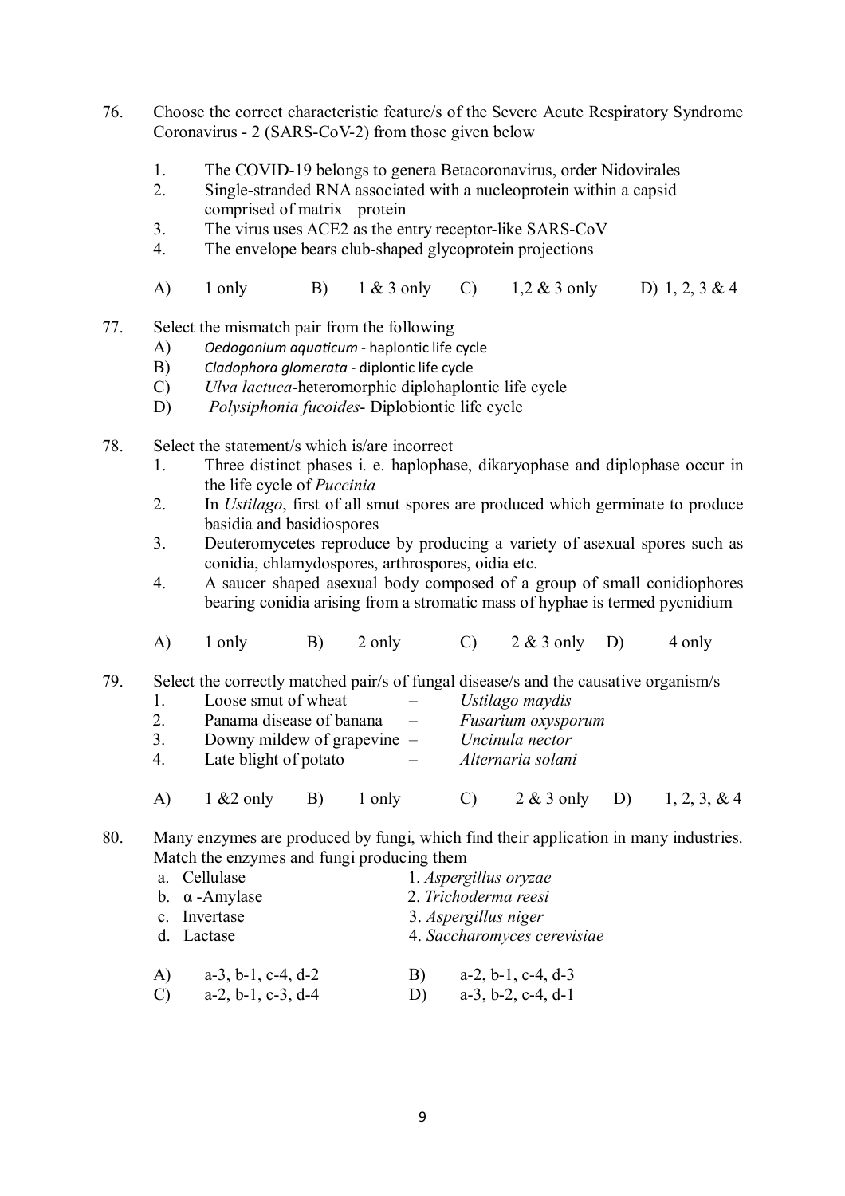76. Choose the correct characteristic feature/s of the Severe Acute Respiratory Syndrome Coronavirus - 2 (SARS-CoV-2) from those given below

1. The COVID-19 belongs to genera Betacoronavirus, order Nidovirales
2. Single-stranded RNA associated with a nucleoprotein within a capsid comprised of matrix protein
3. The virus uses ACE2 as the entry receptor-like SARS-CoV
4. The envelope bears club-shaped glycoprotein projections

A) 1 only B) 1 & 3 only C) 1,2 & 3 only D) 1, 2, 3 & 4

77. Select the mismatch pair from the following

A) *Oedogonium aquaticum* - haplontic life cycle
B) *Cladophora glomerata* - diplontic life cycle
C) *Ulva lactuca*-heteromorphic diplohaplontic life cycle
D) *Polysiphonia fucoides*- Diplobiontic life cycle

78. Select the statement/s which is/are incorrect

1. Three distinct phases i. e. haplophase, dikaryophase and diplophase occur in the life cycle of *Puccinia*
2. In *Ustilago*, first of all smut spores are produced which germinate to produce basidia and basidiospores
3. Deuteromycetes reproduce by producing a variety of asexual spores such as conidia, chlamydospores, arthrospores, oidia etc.
4. A saucer shaped asexual body composed of a group of small conidiophores bearing conidia arising from a stromatic mass of hyphae is termed pycnidium

A) 1 only B) 2 only C) 2 & 3 only D) 4 only

79. Select the correctly matched pair/s of fungal disease/s and the causative organism/s

1. Loose smut of wheat – *Ustilago maydis*
2. Panama disease of banana – *Fusarium oxysporum*
3. Downy mildew of grapevine – *Uncinula nector*
4. Late blight of potato – *Alternaria solani*

A) 1 &2 only B) 1 only C) 2 & 3 only D) 1, 2, 3, & 4

80. Many enzymes are produced by fungi, which find their application in many industries. Match the enzymes and fungi producing them

| | |
|---|---|
| a. Cellulase | 1. *Aspergillus oryzae* |
| b. α -Amylase | 2. *Trichoderma reesi* |
| c. Invertase | 3. *Aspergillus niger* |
| d. Lactase | 4. *Saccharomyces cerevisiae* |

A) a-3, b-1, c-4, d-2 B) a-2, b-1, c-4, d-3
C) a-2, b-1, c-3, d-4 D) a-3, b-2, c-4, d-1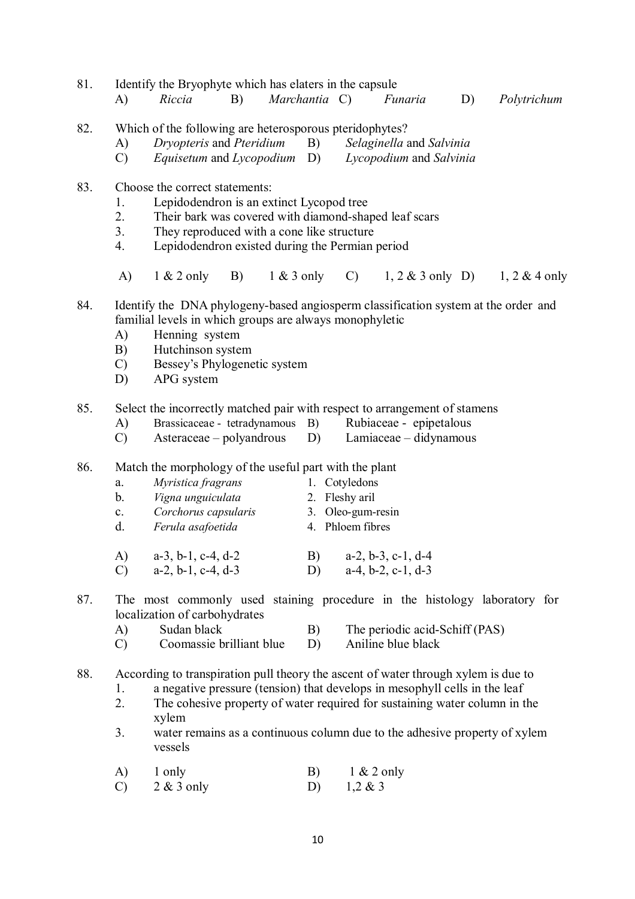81. Identify the Bryophyte which has elaters in the capsule

A) *Riccia* B) *Marchantia* C) *Funaria* D) *Polytrichum*

82. Which of the following are heterosporous pteridophytes?

A) *Dryopteris* and *Pteridium* B) *Selaginella* and *Salvinia*
C) *Equisetum* and *Lycopodium* D) *Lycopodium* and *Salvinia*

83. Choose the correct statements:

1. Lepidodendron is an extinct Lycopod tree
2. Their bark was covered with diamond-shaped leaf scars
3. They reproduced with a cone like structure
4. Lepidodendron existed during the Permian period

A) 1 & 2 only B) 1 & 3 only C) 1, 2 & 3 only D) 1, 2 & 4 only

84. Identify the DNA phylogeny-based angiosperm classification system at the order and familial levels in which groups are always monophyletic

A) Henning system
B) Hutchinson system
C) Bessey's Phylogenetic system
D) APG system

85. Select the incorrectly matched pair with respect to arrangement of stamens

A) Brassicaceae - tetradynamous B) Rubiaceae - epipetalous
C) Asteraceae – polyandrous D) Lamiaceae – didynamous

86. Match the morphology of the useful part with the plant

a. *Myristica fragrans* 1. Cotyledons
b. *Vigna unguiculata* 2. Fleshy aril
c. *Corchorus capsularis* 3. Oleo-gum-resin
d. *Ferula asafoetida* 4. Phloem fibres

A) a-3, b-1, c-4, d-2 B) a-2, b-3, c-1, d-4
C) a-2, b-1, c-4, d-3 D) a-4, b-2, c-1, d-3

87. The most commonly used staining procedure in the histology laboratory for localization of carbohydrates

A) Sudan black B) The periodic acid-Schiff (PAS)
C) Coomassie brilliant blue D) Aniline blue black

88. According to transpiration pull theory the ascent of water through xylem is due to

1. a negative pressure (tension) that develops in mesophyll cells in the leaf
2. The cohesive property of water required for sustaining water column in the xylem
3. water remains as a continuous column due to the adhesive property of xylem vessels

A) 1 only B) 1 & 2 only
C) 2 & 3 only D) 1,2 & 3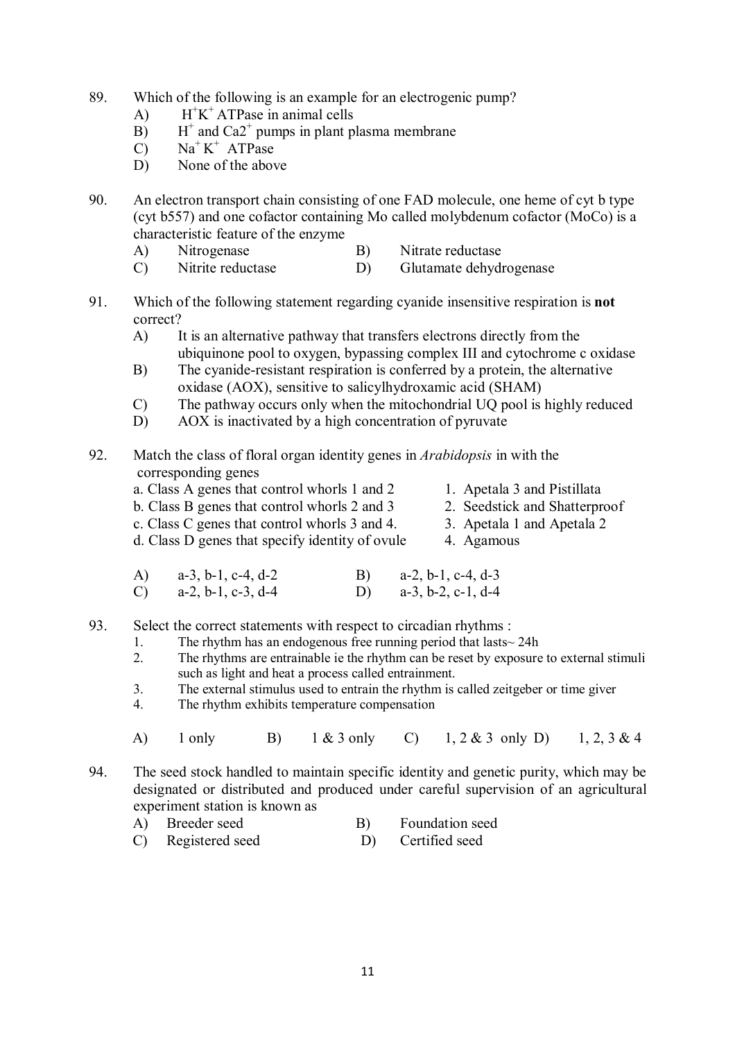89. Which of the following is an example for an electrogenic pump?
    A) $H^+K^+$ ATPase in animal cells
    B) $H^+$ and $Ca2^+$ pumps in plant plasma membrane
    C) $Na^+K^+$ ATPase
    D) None of the above

90. An electron transport chain consisting of one FAD molecule, one heme of cyt b type (cyt b557) and one cofactor containing Mo called molybdenum cofactor (MoCo) is a characteristic feature of the enzyme
    A) Nitrogenase
    B) Nitrate reductase
    C) Nitrite reductase
    D) Glutamate dehydrogenase

91. Which of the following statement regarding cyanide insensitive respiration is **not** correct?
    A) It is an alternative pathway that transfers electrons directly from the ubiquinone pool to oxygen, bypassing complex III and cytochrome c oxidase
    B) The cyanide-resistant respiration is conferred by a protein, the alternative oxidase (AOX), sensitive to salicylhydroxamic acid (SHAM)
    C) The pathway occurs only when the mitochondrial UQ pool is highly reduced
    D) AOX is inactivated by a high concentration of pyruvate

92. Match the class of floral organ identity genes in *Arabidopsis* in with the corresponding genes

| | |
|---|---|
| a. Class A genes that control whorls 1 and 2 | 1. Apetala 3 and Pistillata |
| b. Class B genes that control whorls 2 and 3 | 2. Seedstick and Shatterproof |
| c. Class C genes that control whorls 3 and 4. | 3. Apetala 1 and Apetala 2 |
| d. Class D genes that specify identity of ovule | 4. Agamous |

    A) a-3, b-1, c-4, d-2
    B) a-2, b-1, c-4, d-3
    C) a-2, b-1, c-3, d-4
    D) a-3, b-2, c-1, d-4

93. Select the correct statements with respect to circadian rhythms :
    1. The rhythm has an endogenous free running period that lasts~ 24h
    2. The rhythms are entrainable ie the rhythm can be reset by exposure to external stimuli such as light and heat a process called entrainment.
    3. The external stimulus used to entrain the rhythm is called zeitgeber or time giver
    4. The rhythm exhibits temperature compensation

    A) 1 only
    B) 1 & 3 only
    C) 1, 2 & 3 only
    D) 1, 2, 3 & 4

94. The seed stock handled to maintain specific identity and genetic purity, which may be designated or distributed and produced under careful supervision of an agricultural experiment station is known as
    A) Breeder seed
    B) Foundation seed
    C) Registered seed
    D) Certified seed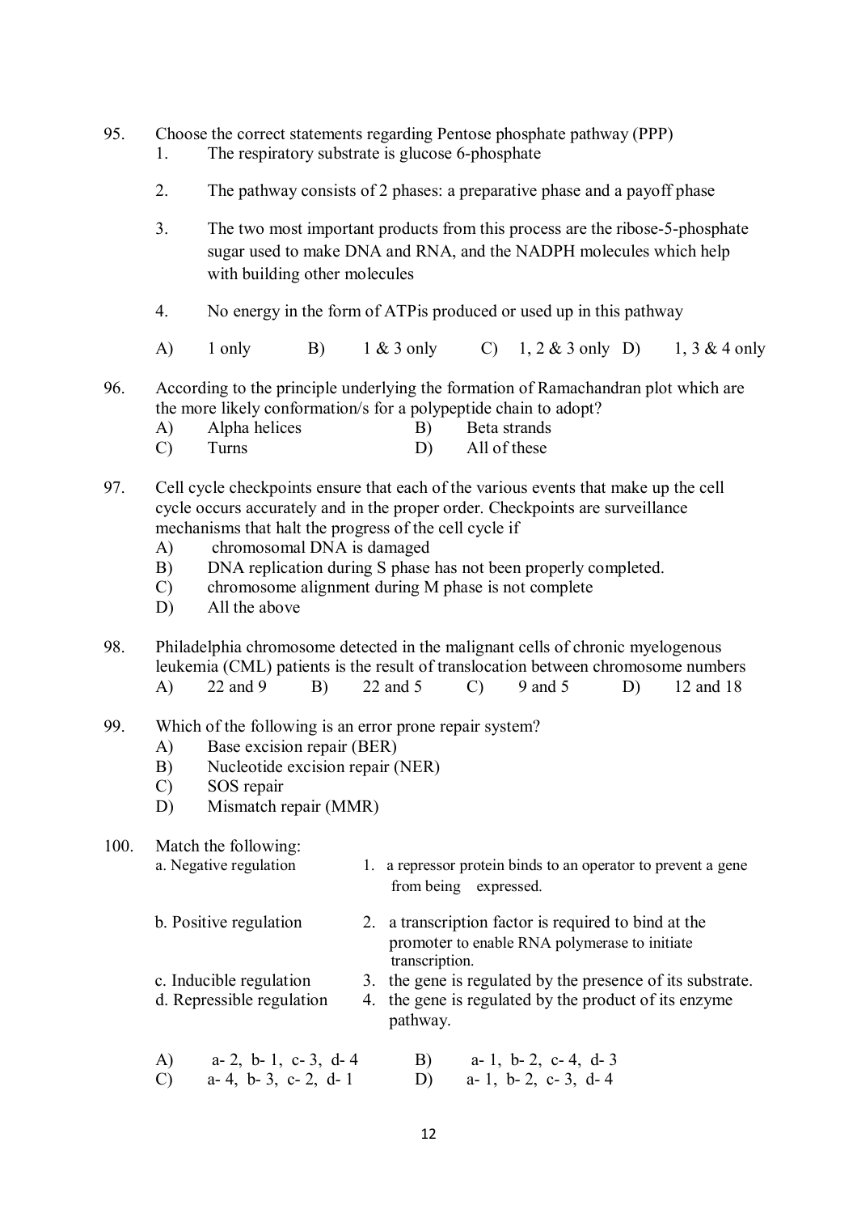95. Choose the correct statements regarding Pentose phosphate pathway (PPP)

1. The respiratory substrate is glucose 6-phosphate
2. The pathway consists of 2 phases: a preparative phase and a payoff phase
3. The two most important products from this process are the ribose-5-phosphate sugar used to make DNA and RNA, and the NADPH molecules which help with building other molecules
4. No energy in the form of ATPis produced or used up in this pathway

A) 1 only B) 1 & 3 only C) 1, 2 & 3 only D) 1, 3 & 4 only

96. According to the principle underlying the formation of Ramachandran plot which are the more likely conformation/s for a polypeptide chain to adopt?

A) Alpha helices B) Beta strands
C) Turns D) All of these

97. Cell cycle checkpoints ensure that each of the various events that make up the cell cycle occurs accurately and in the proper order. Checkpoints are surveillance mechanisms that halt the progress of the cell cycle if

A) chromosomal DNA is damaged
B) DNA replication during S phase has not been properly completed.
C) chromosome alignment during M phase is not complete
D) All the above

98. Philadelphia chromosome detected in the malignant cells of chronic myelogenous leukemia (CML) patients is the result of translocation between chromosome numbers

A) 22 and 9 B) 22 and 5 C) 9 and 5 D) 12 and 18

99. Which of the following is an error prone repair system?

A) Base excision repair (BER)
B) Nucleotide excision repair (NER)
C) SOS repair
D) Mismatch repair (MMR)

100. Match the following:

| | |
|---|---|
| a. Negative regulation | 1. a repressor protein binds to an operator to prevent a gene from being expressed. |
| b. Positive regulation | 2. a transcription factor is required to bind at the promoter to enable RNA polymerase to initiate transcription. |
| c. Inducible regulation | 3. the gene is regulated by the presence of its substrate. |
| d. Repressible regulation | 4. the gene is regulated by the product of its enzyme pathway. |

A) a- 2, b- 1, c- 3, d- 4 B) a- 1, b- 2, c- 4, d- 3
C) a- 4, b- 3, c- 2, d- 1 D) a- 1, b- 2, c- 3, d- 4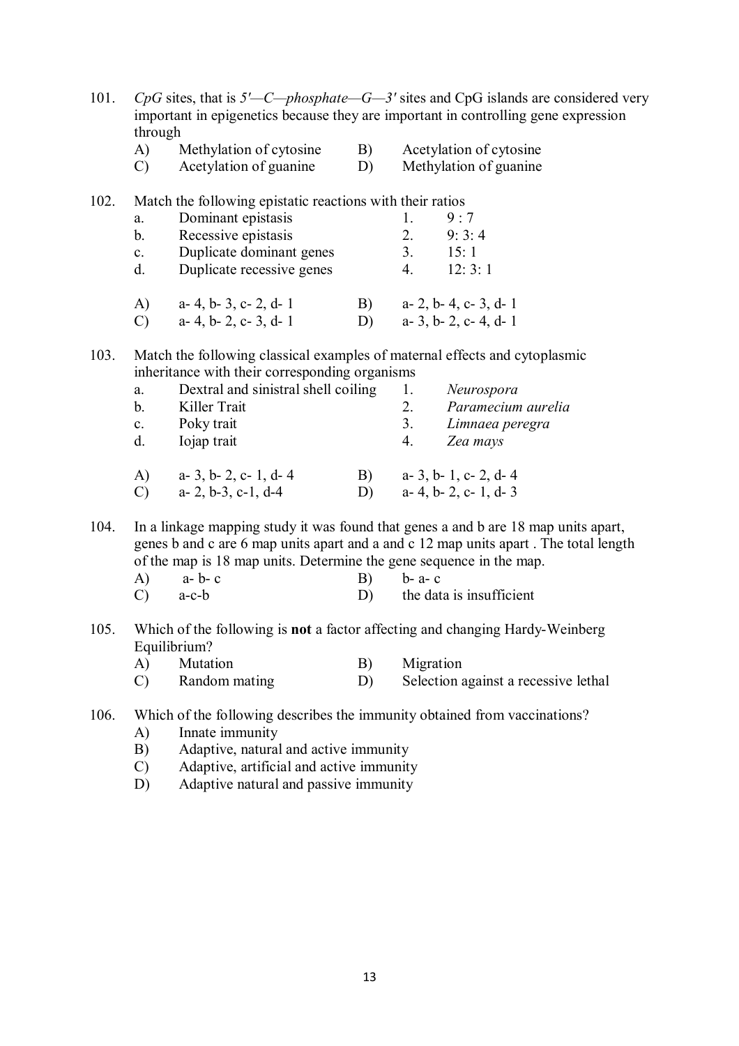101. *CpG* sites, that is *5′—C—phosphate—G—3′* sites and CpG islands are considered very important in epigenetics because they are important in controlling gene expression through

| | | | |
|---|---|---|---|
| A) | Methylation of cytosine | B) | Acetylation of cytosine |
| C) | Acetylation of guanine | D) | Methylation of guanine |

102. Match the following epistatic reactions with their ratios

| | | | |
|---|---|---|---|
| a. | Dominant epistasis | 1. | 9 : 7 |
| b. | Recessive epistasis | 2. | 9: 3: 4 |
| c. | Duplicate dominant genes | 3. | 15: 1 |
| d. | Duplicate recessive genes | 4. | 12: 3: 1 |

| | | | |
|---|---|---|---|
| A) | a- 4, b- 3, c- 2, d- 1 | B) | a- 2, b- 4, c- 3, d- 1 |
| C) | a- 4, b- 2, c- 3, d- 1 | D) | a- 3, b- 2, c- 4, d- 1 |

103. Match the following classical examples of maternal effects and cytoplasmic inheritance with their corresponding organisms

| | | | |
|---|---|---|---|
| a. | Dextral and sinistral shell coiling | 1. | *Neurospora* |
| b. | Killer Trait | 2. | *Paramecium aurelia* |
| c. | Poky trait | 3. | *Limnaea peregra* |
| d. | Iojap trait | 4. | *Zea mays* |

| | | | |
|---|---|---|---|
| A) | a- 3, b- 2, c- 1, d- 4 | B) | a- 3, b- 1, c- 2, d- 4 |
| C) | a- 2, b-3, c-1, d-4 | D) | a- 4, b- 2, c- 1, d- 3 |

104. In a linkage mapping study it was found that genes a and b are 18 map units apart, genes b and c are 6 map units apart and a and c 12 map units apart . The total length of the map is 18 map units. Determine the gene sequence in the map.

| | | | |
|---|---|---|---|
| A) | a- b- c | B) | b- a- c |
| C) | a-c-b | D) | the data is insufficient |

105. Which of the following is **not** a factor affecting and changing Hardy-Weinberg Equilibrium?

| | | | |
|---|---|---|---|
| A) | Mutation | B) | Migration |
| C) | Random mating | D) | Selection against a recessive lethal |

106. Which of the following describes the immunity obtained from vaccinations?

A) Innate immunity
B) Adaptive, natural and active immunity
C) Adaptive, artificial and active immunity
D) Adaptive natural and passive immunity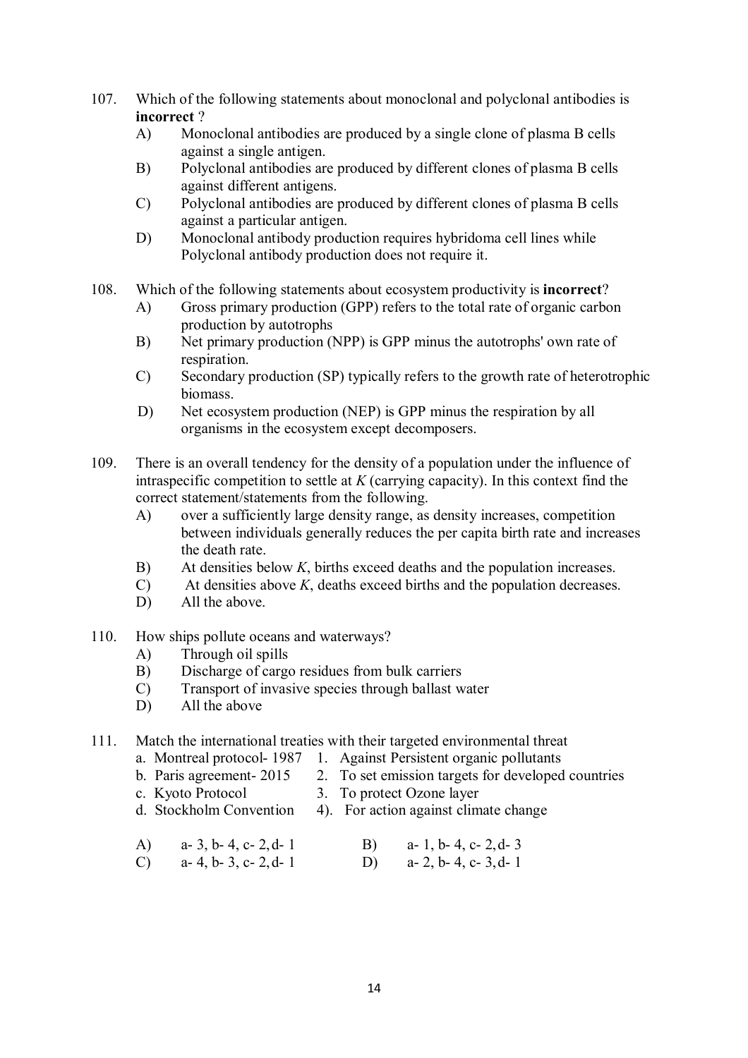107. Which of the following statements about monoclonal and polyclonal antibodies is **incorrect** ?

   A) Monoclonal antibodies are produced by a single clone of plasma B cells against a single antigen.
   B) Polyclonal antibodies are produced by different clones of plasma B cells against different antigens.
   C) Polyclonal antibodies are produced by different clones of plasma B cells against a particular antigen.
   D) Monoclonal antibody production requires hybridoma cell lines while Polyclonal antibody production does not require it.

108. Which of the following statements about ecosystem productivity is **incorrect**?

   A) Gross primary production (GPP) refers to the total rate of organic carbon production by autotrophs
   B) Net primary production (NPP) is GPP minus the autotrophs' own rate of respiration.
   C) Secondary production (SP) typically refers to the growth rate of heterotrophic biomass.
   D) Net ecosystem production (NEP) is GPP minus the respiration by all organisms in the ecosystem except decomposers.

109. There is an overall tendency for the density of a population under the influence of intraspecific competition to settle at *K* (carrying capacity). In this context find the correct statement/statements from the following.

   A) over a sufficiently large density range, as density increases, competition between individuals generally reduces the per capita birth rate and increases the death rate.
   B) At densities below *K*, births exceed deaths and the population increases.
   C) At densities above *K*, deaths exceed births and the population decreases.
   D) All the above.

110. How ships pollute oceans and waterways?

   A) Through oil spills
   B) Discharge of cargo residues from bulk carriers
   C) Transport of invasive species through ballast water
   D) All the above

111. Match the international treaties with their targeted environmental threat

| | |
|---|---|
| a. Montreal protocol- 1987 | 1. Against Persistent organic pollutants |
| b. Paris agreement- 2015 | 2. To set emission targets for developed countries |
| c. Kyoto Protocol | 3. To protect Ozone layer |
| d. Stockholm Convention | 4). For action against climate change |

   A) a- 3, b- 4, c- 2, d- 1
   B) a- 1, b- 4, c- 2, d- 3
   C) a- 4, b- 3, c- 2, d- 1
   D) a- 2, b- 4, c- 3, d- 1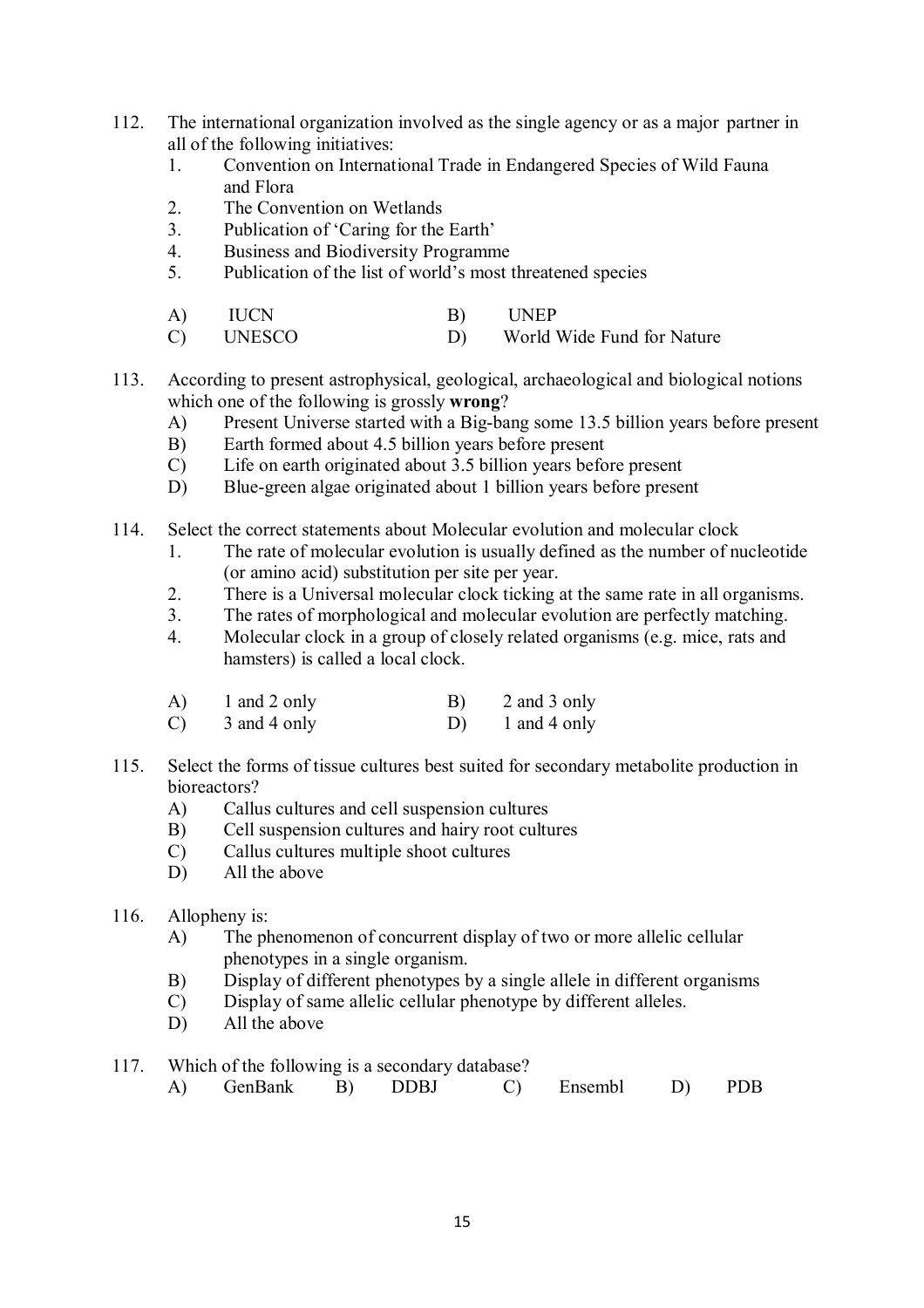112. The international organization involved as the single agency or as a major partner in all of the following initiatives:
   1. Convention on International Trade in Endangered Species of Wild Fauna and Flora
   2. The Convention on Wetlands
   3. Publication of 'Caring for the Earth'
   4. Business and Biodiversity Programme
   5. Publication of the list of world's most threatened species

   A) IUCN  B) UNEP
   C) UNESCO  D) World Wide Fund for Nature

113. According to present astrophysical, geological, archaeological and biological notions which one of the following is grossly **wrong**?
   A) Present Universe started with a Big-bang some 13.5 billion years before present
   B) Earth formed about 4.5 billion years before present
   C) Life on earth originated about 3.5 billion years before present
   D) Blue-green algae originated about 1 billion years before present

114. Select the correct statements about Molecular evolution and molecular clock
   1. The rate of molecular evolution is usually defined as the number of nucleotide (or amino acid) substitution per site per year.
   2. There is a Universal molecular clock ticking at the same rate in all organisms.
   3. The rates of morphological and molecular evolution are perfectly matching.
   4. Molecular clock in a group of closely related organisms (e.g. mice, rats and hamsters) is called a local clock.

   A) 1 and 2 only  B) 2 and 3 only
   C) 3 and 4 only  D) 1 and 4 only

115. Select the forms of tissue cultures best suited for secondary metabolite production in bioreactors?
   A) Callus cultures and cell suspension cultures
   B) Cell suspension cultures and hairy root cultures
   C) Callus cultures multiple shoot cultures
   D) All the above

116. Allopheny is:
   A) The phenomenon of concurrent display of two or more allelic cellular phenotypes in a single organism.
   B) Display of different phenotypes by a single allele in different organisms
   C) Display of same allelic cellular phenotype by different alleles.
   D) All the above

117. Which of the following is a secondary database?
   A) GenBank  B) DDBJ  C) Ensembl  D) PDB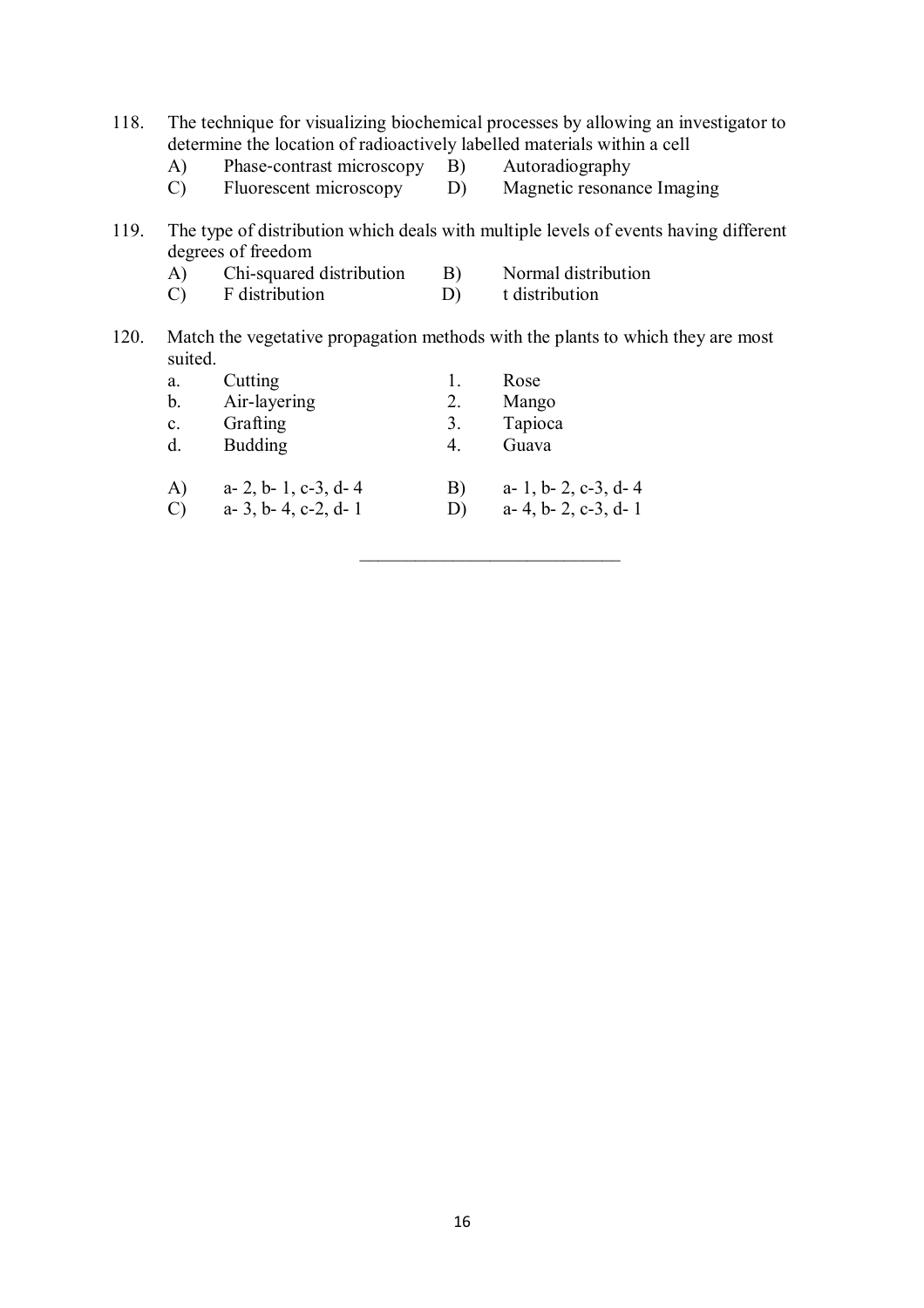118. The technique for visualizing biochemical processes by allowing an investigator to determine the location of radioactively labelled materials within a cell

A) Phase-contrast microscopy
B) Autoradiography
C) Fluorescent microscopy
D) Magnetic resonance Imaging

119. The type of distribution which deals with multiple levels of events having different degrees of freedom

A) Chi-squared distribution
B) Normal distribution
C) F distribution
D) t distribution

120. Match the vegetative propagation methods with the plants to which they are most suited.

| | | | |
|---|---|---|---|
| a. | Cutting | 1. | Rose |
| b. | Air-layering | 2. | Mango |
| c. | Grafting | 3. | Tapioca |
| d. | Budding | 4. | Guava |

A) a- 2, b- 1, c-3, d- 4
B) a- 1, b- 2, c-3, d- 4
C) a- 3, b- 4, c-2, d- 1
D) a- 4, b- 2, c-3, d- 1

______________________________